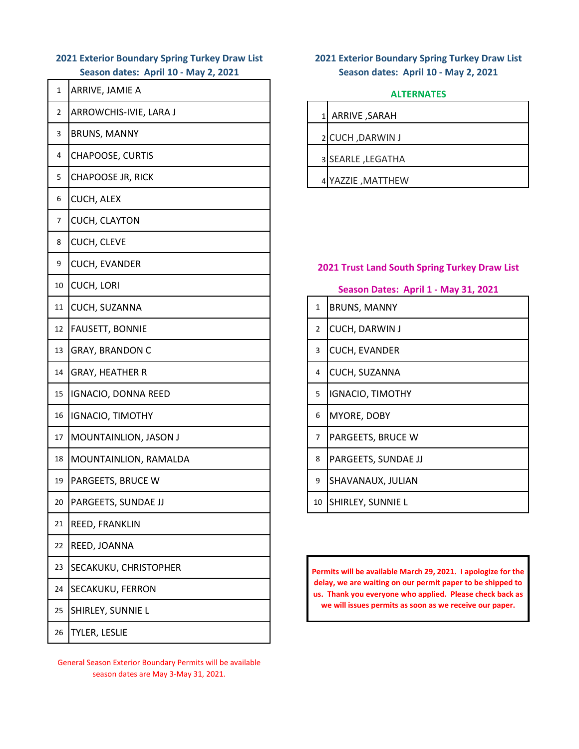## 2021 Exterior Boundary Spring Turkey Draw List

**Season dates: April 10 - May 2, 2021**

| # | Name |
|---|---|
| 1 | ARRIVE, JAMIE A |
| 2 | ARROWCHIS-IVIE, LARA J |
| 3 | BRUNS, MANNY |
| 4 | CHAPOOSE, CURTIS |
| 5 | CHAPOOSE JR, RICK |
| 6 | CUCH, ALEX |
| 7 | CUCH, CLAYTON |
| 8 | CUCH, CLEVE |
| 9 | CUCH, EVANDER |
| 10 | CUCH, LORI |
| 11 | CUCH, SUZANNA |
| 12 | FAUSETT, BONNIE |
| 13 | GRAY, BRANDON C |
| 14 | GRAY, HEATHER R |
| 15 | IGNACIO, DONNA REED |
| 16 | IGNACIO, TIMOTHY |
| 17 | MOUNTAINLION, JASON J |
| 18 | MOUNTAINLION, RAMALDA |
| 19 | PARGEETS, BRUCE W |
| 20 | PARGEETS, SUNDAE JJ |
| 21 | REED, FRANKLIN |
| 22 | REED, JOANNA |
| 23 | SECAKUKU, CHRISTOPHER |
| 24 | SECAKUKU, FERRON |
| 25 | SHIRLEY, SUNNIE L |
| 26 | TYLER, LESLIE |

General Season Exterior Boundary Permits will be available season dates are May 3-May 31, 2021.

## 2021 Exterior Boundary Spring Turkey Draw List

**Season dates: April 10 - May 2, 2021**

**ALTERNATES**

| # | Name |
|---|---|
| 1 | ARRIVE ,SARAH |
| 2 | CUCH ,DARWIN J |
| 3 | SEARLE ,LEGATHA |
| 4 | YAZZIE ,MATTHEW |

## 2021 Trust Land South Spring Turkey Draw List

**Season Dates: April 1 - May 31, 2021**

| # | Name |
|---|---|
| 1 | BRUNS, MANNY |
| 2 | CUCH, DARWIN J |
| 3 | CUCH, EVANDER |
| 4 | CUCH, SUZANNA |
| 5 | IGNACIO, TIMOTHY |
| 6 | MYORE, DOBY |
| 7 | PARGEETS, BRUCE W |
| 8 | PARGEETS, SUNDAE JJ |
| 9 | SHAVANAUX, JULIAN |
| 10 | SHIRLEY, SUNNIE L |

**Permits will be available March 29, 2021. I apologize for the delay, we are waiting on our permit paper to be shipped to us. Thank you everyone who applied. Please check back as we will issues permits as soon as we receive our paper.**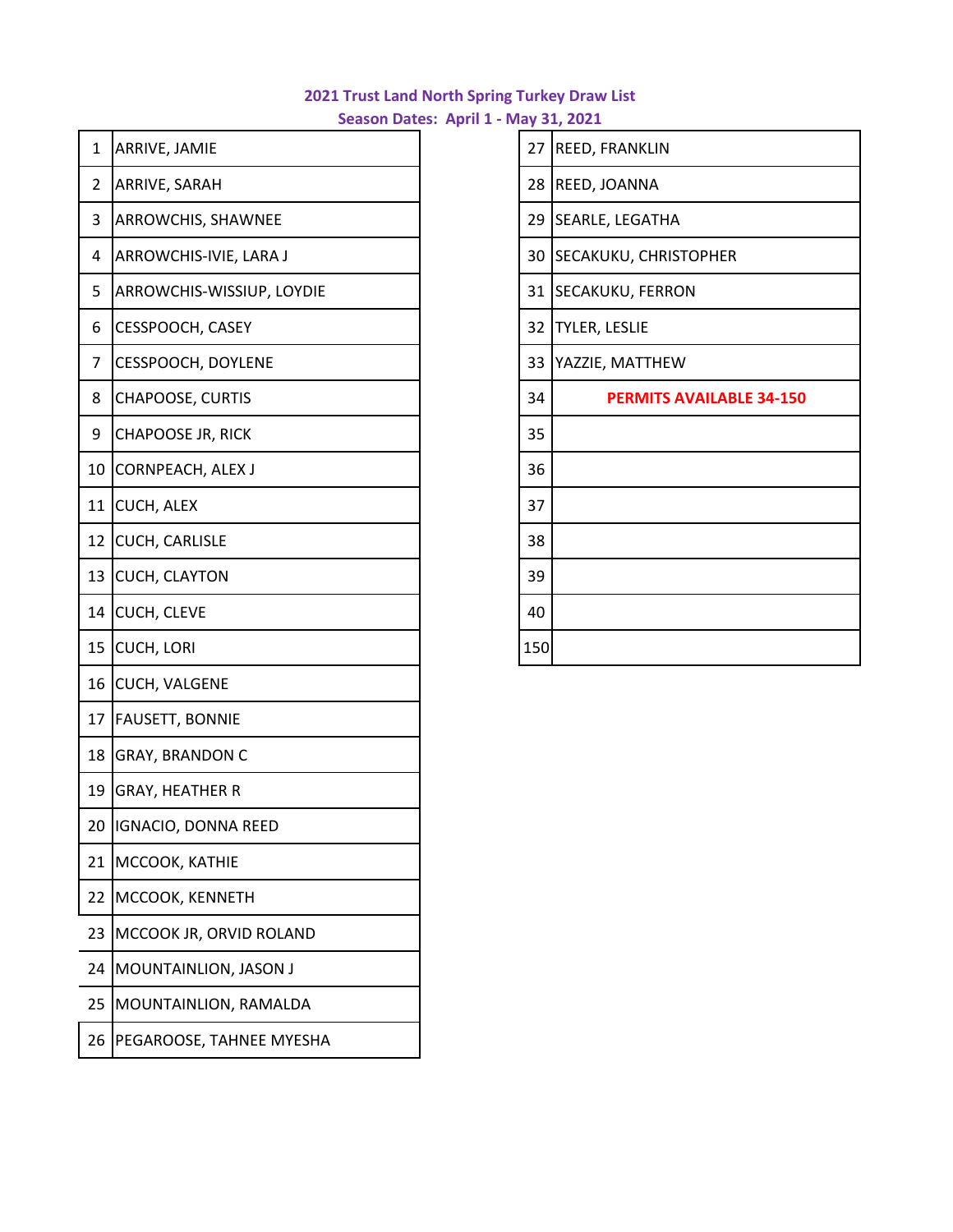**2021 Trust Land North Spring Turkey Draw List**

**Season Dates: April 1 - May 31, 2021**

| | |
|---|---|
| 1 | ARRIVE, JAMIE |
| 2 | ARRIVE, SARAH |
| 3 | ARROWCHIS, SHAWNEE |
| 4 | ARROWCHIS-IVIE, LARA J |
| 5 | ARROWCHIS-WISSIUP, LOYDIE |
| 6 | CESSPOOCH, CASEY |
| 7 | CESSPOOCH, DOYLENE |
| 8 | CHAPOOSE, CURTIS |
| 9 | CHAPOOSE JR, RICK |
| 10 | CORNPEACH, ALEX J |
| 11 | CUCH, ALEX |
| 12 | CUCH, CARLISLE |
| 13 | CUCH, CLAYTON |
| 14 | CUCH, CLEVE |
| 15 | CUCH, LORI |
| 16 | CUCH, VALGENE |
| 17 | FAUSETT, BONNIE |
| 18 | GRAY, BRANDON C |
| 19 | GRAY, HEATHER R |
| 20 | IGNACIO, DONNA REED |
| 21 | MCCOOK, KATHIE |
| 22 | MCCOOK, KENNETH |
| 23 | MCCOOK JR, ORVID ROLAND |
| 24 | MOUNTAINLION, JASON J |
| 25 | MOUNTAINLION, RAMALDA |
| 26 | PEGAROOSE, TAHNEE MYESHA |
| 27 | REED, FRANKLIN |
| 28 | REED, JOANNA |
| 29 | SEARLE, LEGATHA |
| 30 | SECAKUKU, CHRISTOPHER |
| 31 | SECAKUKU, FERRON |
| 32 | TYLER, LESLIE |
| 33 | YAZZIE, MATTHEW |
| 34 | **PERMITS AVAILABLE 34-150** |
| 35 | |
| 36 | |
| 37 | |
| 38 | |
| 39 | |
| 40 | |
| 150 | |